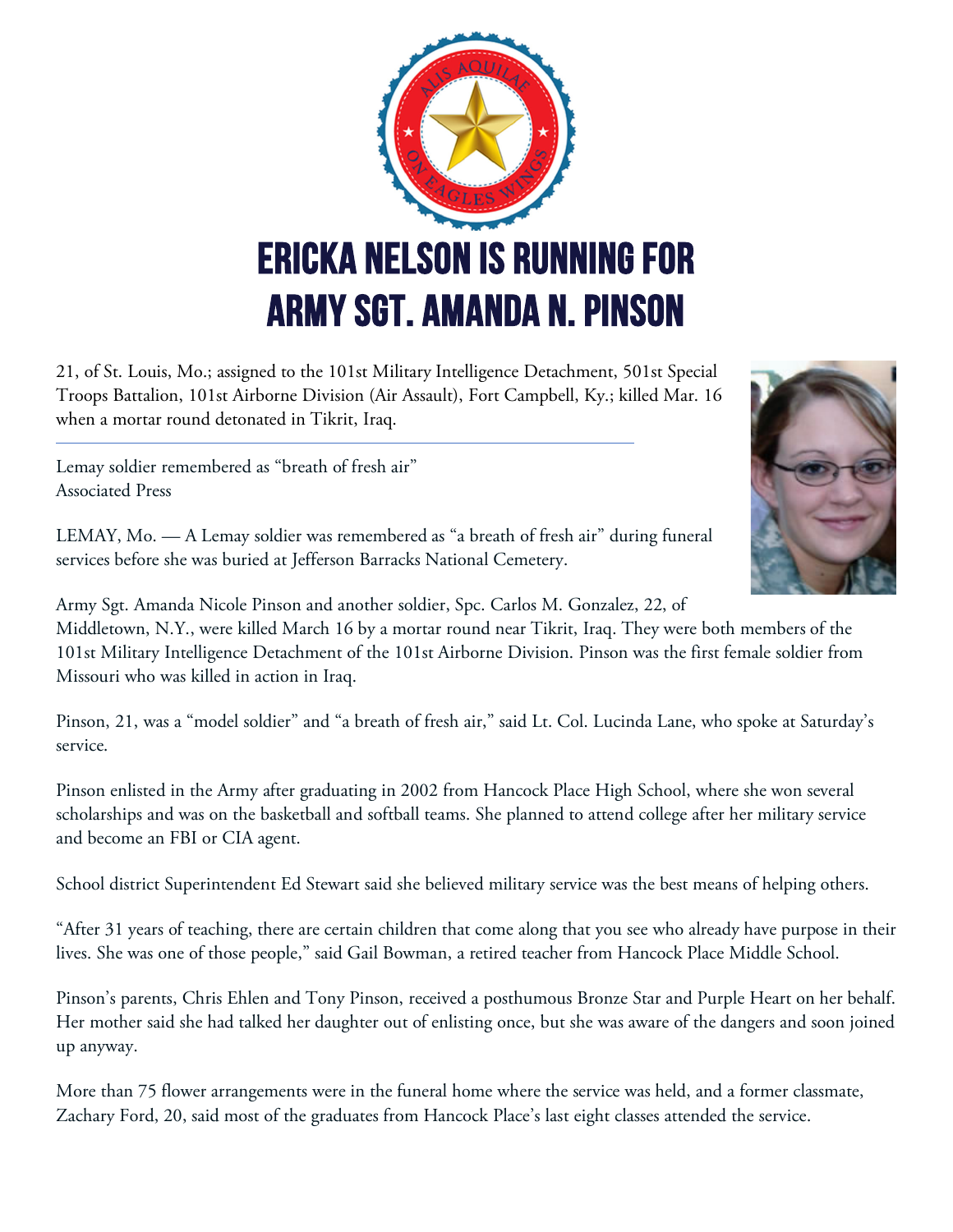# ERICKA NELSON IS RUNNING FOR ARMY SGT. AMANDA N. PINSON

21, of St. Louis, Mo.; assigned to the 101st Military Intelligence Detachment, 501st Special Troops Battalion, 101st Airborne Division (Air Assault), Fort Campbell, Ky.; killed Mar. 16 when a mortar round detonated in Tikrit, Iraq.

---

Lemay soldier remembered as "breath of fresh air"
Associated Press

LEMAY, Mo. — A Lemay soldier was remembered as "a breath of fresh air" during funeral services before she was buried at Jefferson Barracks National Cemetery.

Army Sgt. Amanda Nicole Pinson and another soldier, Spc. Carlos M. Gonzalez, 22, of Middletown, N.Y., were killed March 16 by a mortar round near Tikrit, Iraq. They were both members of the 101st Military Intelligence Detachment of the 101st Airborne Division. Pinson was the first female soldier from Missouri who was killed in action in Iraq.

Pinson, 21, was a "model soldier" and "a breath of fresh air," said Lt. Col. Lucinda Lane, who spoke at Saturday's service.

Pinson enlisted in the Army after graduating in 2002 from Hancock Place High School, where she won several scholarships and was on the basketball and softball teams. She planned to attend college after her military service and become an FBI or CIA agent.

School district Superintendent Ed Stewart said she believed military service was the best means of helping others.

"After 31 years of teaching, there are certain children that come along that you see who already have purpose in their lives. She was one of those people," said Gail Bowman, a retired teacher from Hancock Place Middle School.

Pinson's parents, Chris Ehlen and Tony Pinson, received a posthumous Bronze Star and Purple Heart on her behalf. Her mother said she had talked her daughter out of enlisting once, but she was aware of the dangers and soon joined up anyway.

More than 75 flower arrangements were in the funeral home where the service was held, and a former classmate, Zachary Ford, 20, said most of the graduates from Hancock Place's last eight classes attended the service.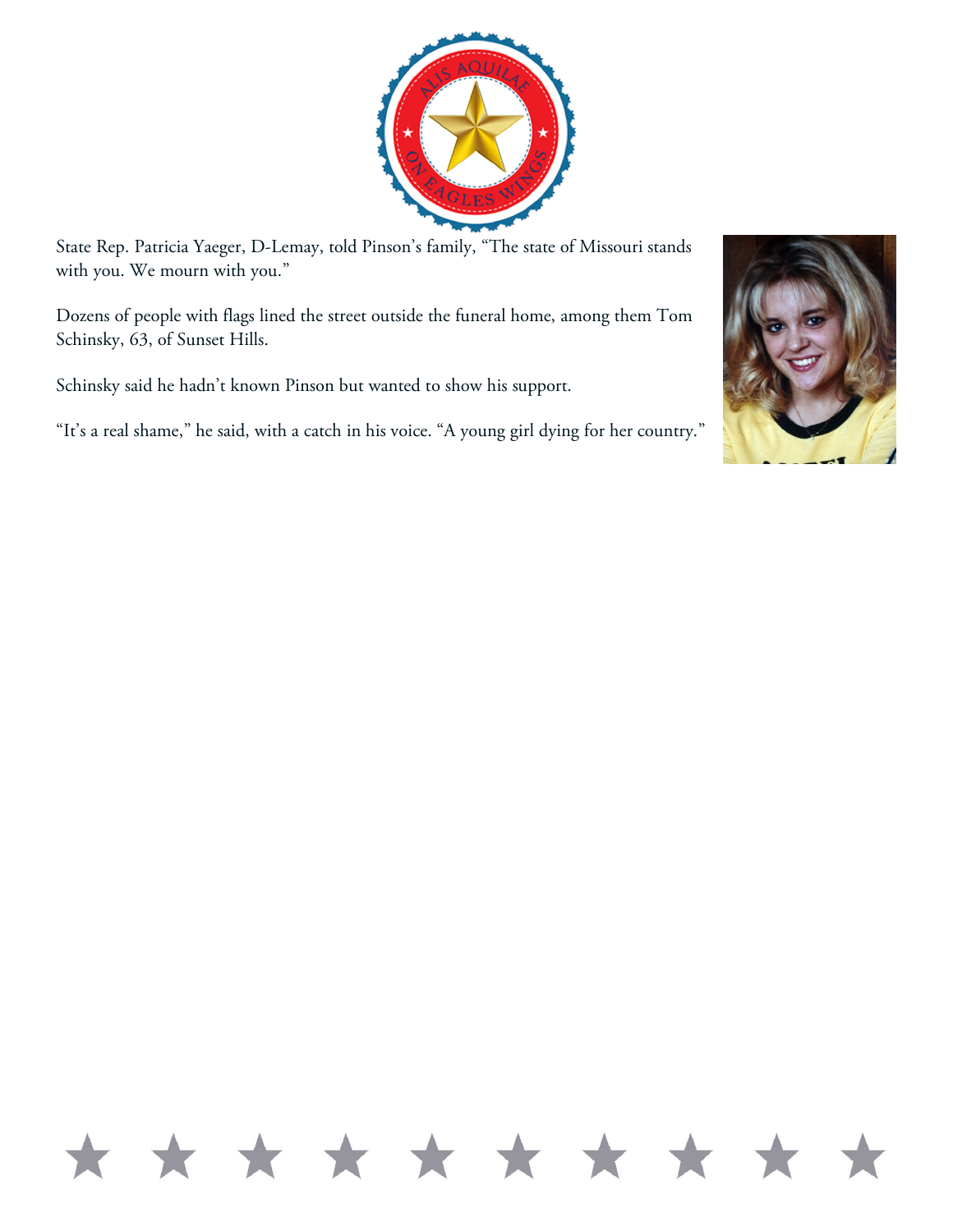State Rep. Patricia Yaeger, D-Lemay, told Pinson's family, "The state of Missouri stands with you. We mourn with you."

Dozens of people with flags lined the street outside the funeral home, among them Tom Schinsky, 63, of Sunset Hills.

Schinsky said he hadn't known Pinson but wanted to show his support.

"It's a real shame," he said, with a catch in his voice. "A young girl dying for her country."